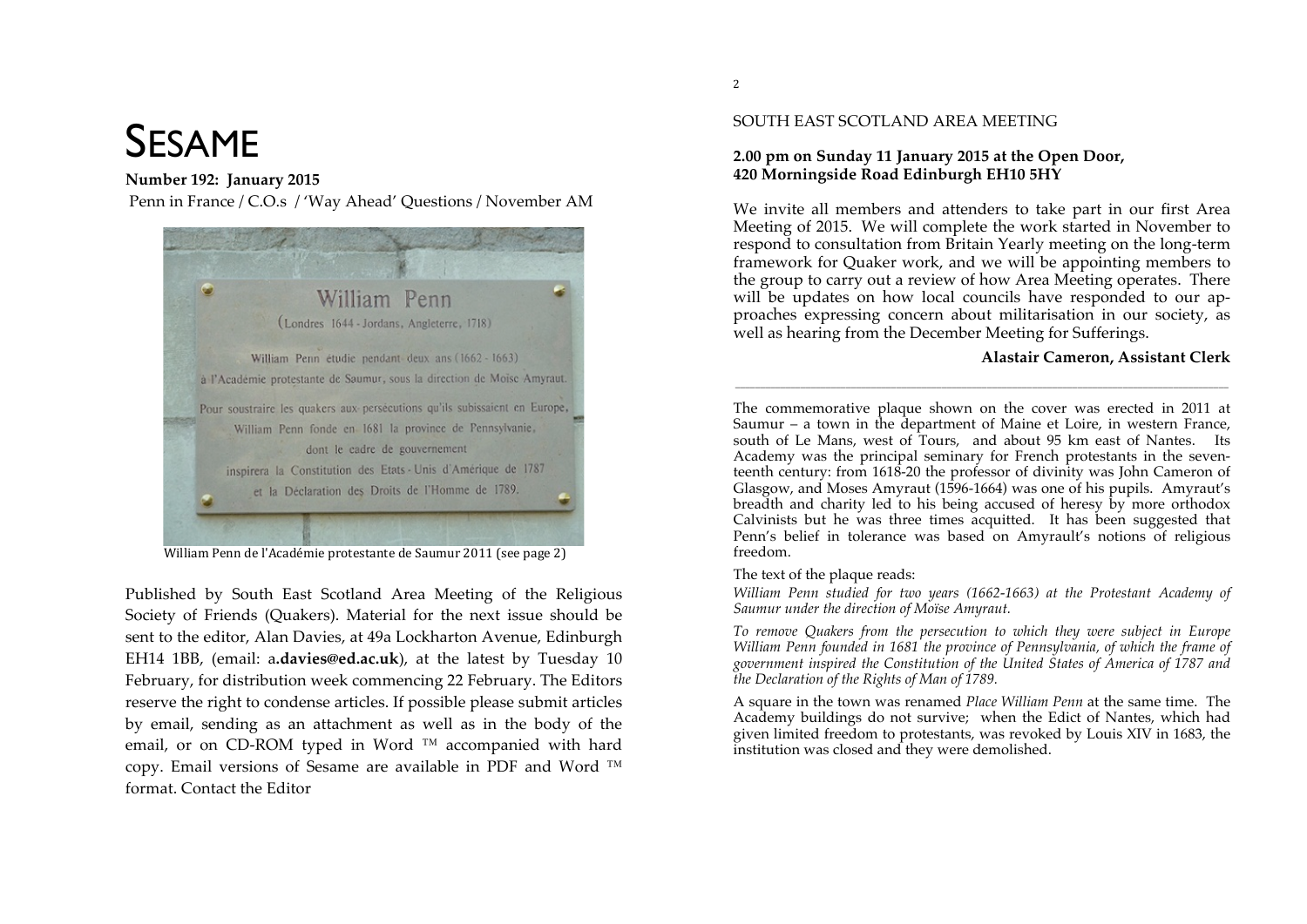# SESAME

**Number 192: January 2015**

Penn in France / C.O.s / 'Way Ahead' Questions / November AM

William Penn de l'Académie protestante de Saumur 2011 (see page 2)

Published by South East Scotland Area Meeting of the Religious Society of Friends (Quakers). Material for the next issue should be sent to the editor, Alan Davies, at 49a Lockharton Avenue, Edinburgh EH14 1BB, (email: a**.davies@ed.ac.uk**), at the latest by Tuesday 10 February, for distribution week commencing 22 February. The Editors reserve the right to condense articles. If possible please submit articles by email, sending as an attachment as well as in the body of the email, or on CD-ROM typed in Word ™ accompanied with hard copy. Email versions of Sesame are available in PDF and Word ™ format. Contact the Editor

## SOUTH EAST SCOTLAND AREA MEETING

**2.00 pm on Sunday 11 January 2015 at the Open Door, 420 Morningside Road Edinburgh EH10 5HY**

We invite all members and attenders to take part in our first Area Meeting of 2015. We will complete the work started in November to respond to consultation from Britain Yearly meeting on the long-term framework for Quaker work, and we will be appointing members to the group to carry out a review of how Area Meeting operates. There will be updates on how local councils have responded to our approaches expressing concern about militarisation in our society, as well as hearing from the December Meeting for Sufferings.

**Alastair Cameron, Assistant Clerk**

---

The commemorative plaque shown on the cover was erected in 2011 at Saumur – a town in the department of Maine et Loire, in western France, south of Le Mans, west of Tours, and about 95 km east of Nantes. Its Academy was the principal seminary for French protestants in the seventeenth century: from 1618-20 the professor of divinity was John Cameron of Glasgow, and Moses Amyraut (1596-1664) was one of his pupils. Amyraut's breadth and charity led to his being accused of heresy by more orthodox Calvinists but he was three times acquitted. It has been suggested that Penn's belief in tolerance was based on Amyrault's notions of religious freedom.

The text of the plaque reads:

*William Penn studied for two years (1662-1663) at the Protestant Academy of Saumur under the direction of Moïse Amyraut.*

*To remove Quakers from the persecution to which they were subject in Europe William Penn founded in 1681 the province of Pennsylvania, of which the frame of government inspired the Constitution of the United States of America of 1787 and the Declaration of the Rights of Man of 1789.*

A square in the town was renamed *Place William Penn* at the same time. The Academy buildings do not survive; when the Edict of Nantes, which had given limited freedom to protestants, was revoked by Louis XIV in 1683, the institution was closed and they were demolished.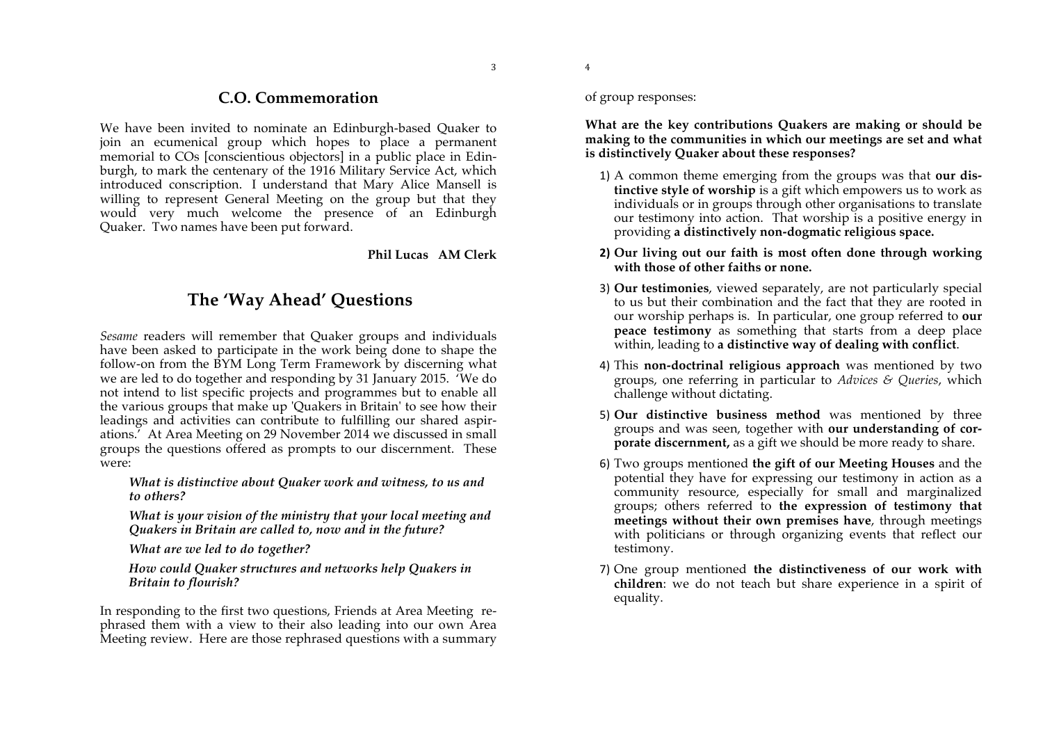## C.O. Commemoration

We have been invited to nominate an Edinburgh-based Quaker to join an ecumenical group which hopes to place a permanent memorial to COs [conscientious objectors] in a public place in Edinburgh, to mark the centenary of the 1916 Military Service Act, which introduced conscription. I understand that Mary Alice Mansell is willing to represent General Meeting on the group but that they would very much welcome the presence of an Edinburgh Quaker. Two names have been put forward.

**Phil Lucas AM Clerk**

## The 'Way Ahead' Questions

*Sesame* readers will remember that Quaker groups and individuals have been asked to participate in the work being done to shape the follow-on from the BYM Long Term Framework by discerning what we are led to do together and responding by 31 January 2015. 'We do not intend to list specific projects and programmes but to enable all the various groups that make up 'Quakers in Britain' to see how their leadings and activities can contribute to fulfilling our shared aspirations.' At Area Meeting on 29 November 2014 we discussed in small groups the questions offered as prompts to our discernment. These were:

> ***What is distinctive about Quaker work and witness, to us and to others?***
>
> ***What is your vision of the ministry that your local meeting and Quakers in Britain are called to, now and in the future?***
>
> ***What are we led to do together?***
>
> ***How could Quaker structures and networks help Quakers in Britain to flourish?***

In responding to the first two questions, Friends at Area Meeting rephrased them with a view to their also leading into our own Area Meeting review. Here are those rephrased questions with a summary of group responses:

**What are the key contributions Quakers are making or should be making to the communities in which our meetings are set and what is distinctively Quaker about these responses?**

1) A common theme emerging from the groups was that **our distinctive style of worship** is a gift which empowers us to work as individuals or in groups through other organisations to translate our testimony into action. That worship is a positive energy in providing **a distinctively non-dogmatic religious space.**
2) **Our living out our faith is most often done through working with those of other faiths or none.**
3) **Our testimonies**, viewed separately, are not particularly special to us but their combination and the fact that they are rooted in our worship perhaps is. In particular, one group referred to **our peace testimony** as something that starts from a deep place within, leading to **a distinctive way of dealing with conflict**.
4) This **non-doctrinal religious approach** was mentioned by two groups, one referring in particular to *Advices & Queries*, which challenge without dictating.
5) **Our distinctive business method** was mentioned by three groups and was seen, together with **our understanding of corporate discernment,** as a gift we should be more ready to share.
6) Two groups mentioned **the gift of our Meeting Houses** and the potential they have for expressing our testimony in action as a community resource, especially for small and marginalized groups; others referred to **the expression of testimony that meetings without their own premises have**, through meetings with politicians or through organizing events that reflect our testimony.
7) One group mentioned **the distinctiveness of our work with children**: we do not teach but share experience in a spirit of equality.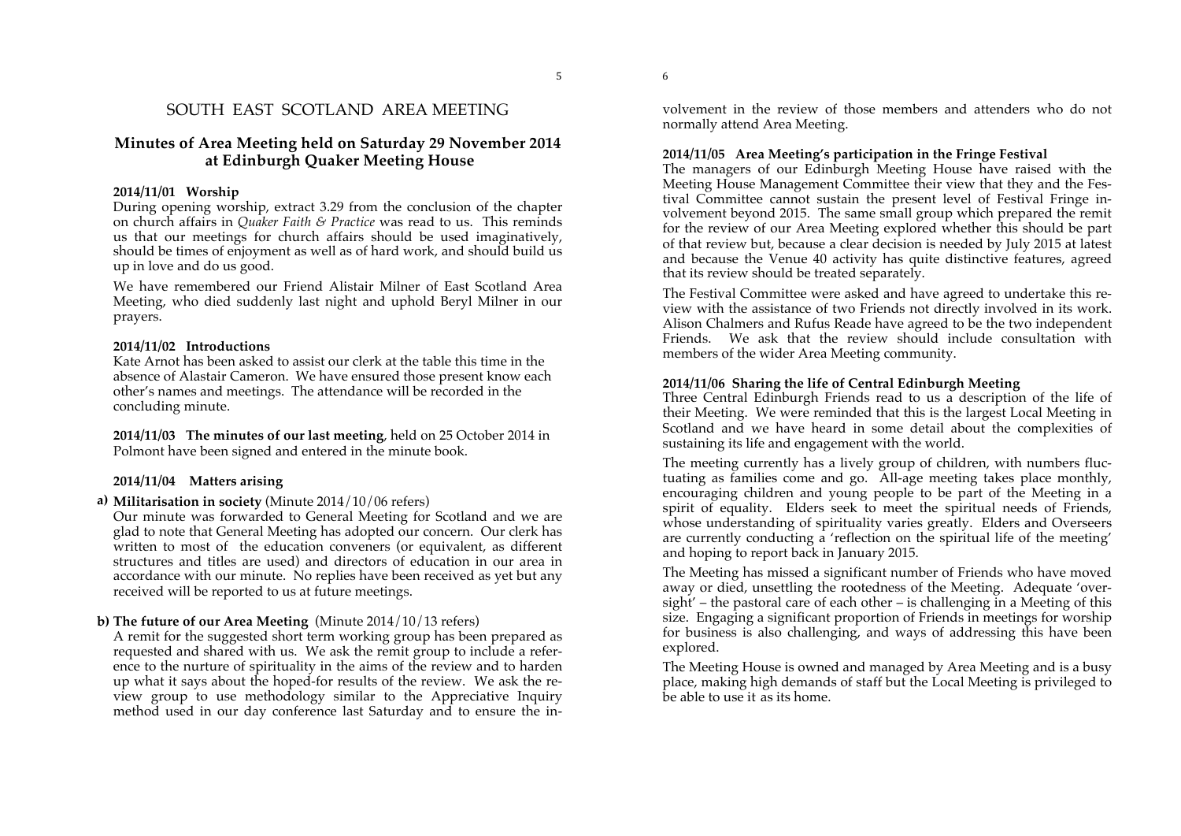# SOUTH EAST SCOTLAND AREA MEETING

## Minutes of Area Meeting held on Saturday 29 November 2014 at Edinburgh Quaker Meeting House

### 2014/11/01 Worship

During opening worship, extract 3.29 from the conclusion of the chapter on church affairs in *Quaker Faith & Practice* was read to us. This reminds us that our meetings for church affairs should be used imaginatively, should be times of enjoyment as well as of hard work, and should build us up in love and do us good.

We have remembered our Friend Alistair Milner of East Scotland Area Meeting, who died suddenly last night and uphold Beryl Milner in our prayers.

### 2014/11/02 Introductions

Kate Arnot has been asked to assist our clerk at the table this time in the absence of Alastair Cameron. We have ensured those present know each other's names and meetings. The attendance will be recorded in the concluding minute.

**2014/11/03 The minutes of our last meeting**, held on 25 October 2014 in Polmont have been signed and entered in the minute book.

### 2014/11/04 Matters arising

**a) Militarisation in society** (Minute 2014/10/06 refers)

Our minute was forwarded to General Meeting for Scotland and we are glad to note that General Meeting has adopted our concern. Our clerk has written to most of the education conveners (or equivalent, as different structures and titles are used) and directors of education in our area in accordance with our minute. No replies have been received as yet but any received will be reported to us at future meetings.

**b) The future of our Area Meeting** (Minute 2014/10/13 refers)

A remit for the suggested short term working group has been prepared as requested and shared with us. We ask the remit group to include a reference to the nurture of spirituality in the aims of the review and to harden up what it says about the hoped-for results of the review. We ask the review group to use methodology similar to the Appreciative Inquiry method used in our day conference last Saturday and to ensure the involvement in the review of those members and attenders who do not normally attend Area Meeting.

### 2014/11/05 Area Meeting's participation in the Fringe Festival

The managers of our Edinburgh Meeting House have raised with the Meeting House Management Committee their view that they and the Festival Committee cannot sustain the present level of Festival Fringe involvement beyond 2015. The same small group which prepared the remit for the review of our Area Meeting explored whether this should be part of that review but, because a clear decision is needed by July 2015 at latest and because the Venue 40 activity has quite distinctive features, agreed that its review should be treated separately.

The Festival Committee were asked and have agreed to undertake this review with the assistance of two Friends not directly involved in its work. Alison Chalmers and Rufus Reade have agreed to be the two independent Friends. We ask that the review should include consultation with members of the wider Area Meeting community.

### 2014/11/06 Sharing the life of Central Edinburgh Meeting

Three Central Edinburgh Friends read to us a description of the life of their Meeting. We were reminded that this is the largest Local Meeting in Scotland and we have heard in some detail about the complexities of sustaining its life and engagement with the world.

The meeting currently has a lively group of children, with numbers fluctuating as families come and go. All-age meeting takes place monthly, encouraging children and young people to be part of the Meeting in a spirit of equality. Elders seek to meet the spiritual needs of Friends, whose understanding of spirituality varies greatly. Elders and Overseers are currently conducting a 'reflection on the spiritual life of the meeting' and hoping to report back in January 2015.

The Meeting has missed a significant number of Friends who have moved away or died, unsettling the rootedness of the Meeting. Adequate 'oversight' – the pastoral care of each other – is challenging in a Meeting of this size. Engaging a significant proportion of Friends in meetings for worship for business is also challenging, and ways of addressing this have been explored.

The Meeting House is owned and managed by Area Meeting and is a busy place, making high demands of staff but the Local Meeting is privileged to be able to use it as its home.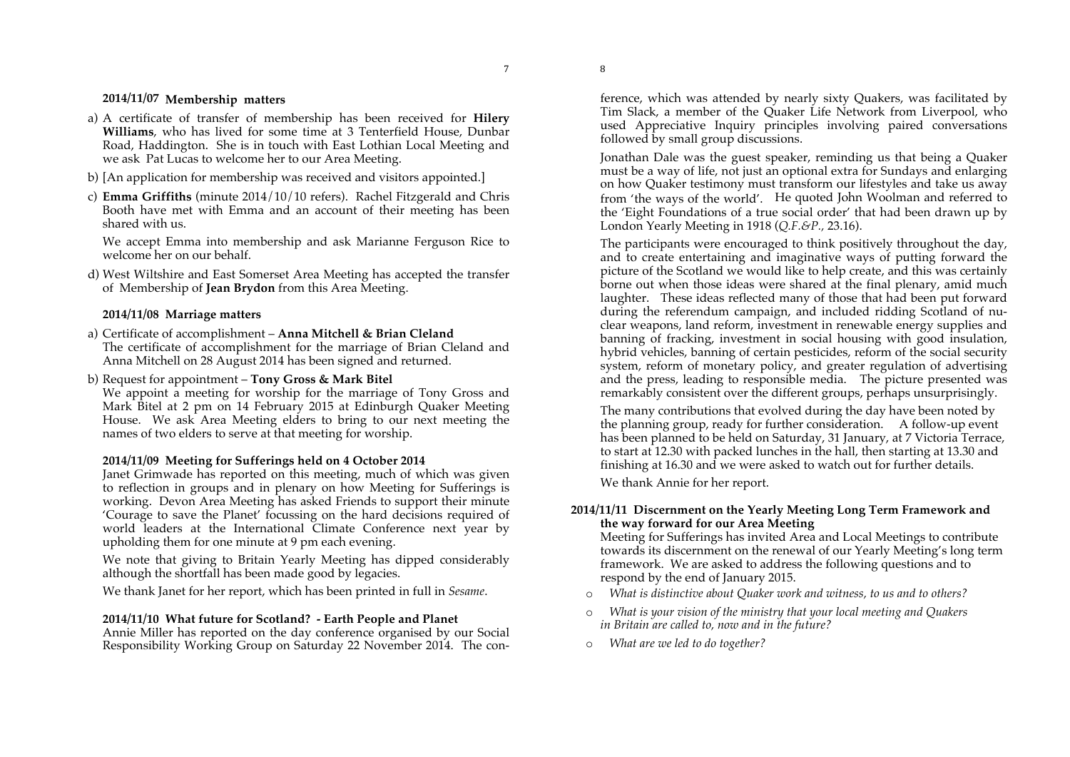### 2014/11/07 Membership matters

a) A certificate of transfer of membership has been received for **Hilery Williams**, who has lived for some time at 3 Tenterfield House, Dunbar Road, Haddington. She is in touch with East Lothian Local Meeting and we ask Pat Lucas to welcome her to our Area Meeting.

b) [An application for membership was received and visitors appointed.]

c) **Emma Griffiths** (minute 2014/10/10 refers). Rachel Fitzgerald and Chris Booth have met with Emma and an account of their meeting has been shared with us.

   We accept Emma into membership and ask Marianne Ferguson Rice to welcome her on our behalf.

d) West Wiltshire and East Somerset Area Meeting has accepted the transfer of Membership of **Jean Brydon** from this Area Meeting.

### 2014/11/08 Marriage matters

a) Certificate of accomplishment – **Anna Mitchell & Brian Cleland**
   The certificate of accomplishment for the marriage of Brian Cleland and Anna Mitchell on 28 August 2014 has been signed and returned.

b) Request for appointment – **Tony Gross & Mark Bitel**
   We appoint a meeting for worship for the marriage of Tony Gross and Mark Bitel at 2 pm on 14 February 2015 at Edinburgh Quaker Meeting House. We ask Area Meeting elders to bring to our next meeting the names of two elders to serve at that meeting for worship.

### 2014/11/09 Meeting for Sufferings held on 4 October 2014

Janet Grimwade has reported on this meeting, much of which was given to reflection in groups and in plenary on how Meeting for Sufferings is working. Devon Area Meeting has asked Friends to support their minute 'Courage to save the Planet' focussing on the hard decisions required of world leaders at the International Climate Conference next year by upholding them for one minute at 9 pm each evening.

We note that giving to Britain Yearly Meeting has dipped considerably although the shortfall has been made good by legacies.

We thank Janet for her report, which has been printed in full in *Sesame*.

### 2014/11/10 What future for Scotland? - Earth People and Planet

Annie Miller has reported on the day conference organised by our Social Responsibility Working Group on Saturday 22 November 2014. The conference, which was attended by nearly sixty Quakers, was facilitated by Tim Slack, a member of the Quaker Life Network from Liverpool, who used Appreciative Inquiry principles involving paired conversations followed by small group discussions.

Jonathan Dale was the guest speaker, reminding us that being a Quaker must be a way of life, not just an optional extra for Sundays and enlarging on how Quaker testimony must transform our lifestyles and take us away from 'the ways of the world'. He quoted John Woolman and referred to the 'Eight Foundations of a true social order' that had been drawn up by London Yearly Meeting in 1918 (*Q.F.&P.*, 23.16).

The participants were encouraged to think positively throughout the day, and to create entertaining and imaginative ways of putting forward the picture of the Scotland we would like to help create, and this was certainly borne out when those ideas were shared at the final plenary, amid much laughter. These ideas reflected many of those that had been put forward during the referendum campaign, and included ridding Scotland of nuclear weapons, land reform, investment in renewable energy supplies and banning of fracking, investment in social housing with good insulation, hybrid vehicles, banning of certain pesticides, reform of the social security system, reform of monetary policy, and greater regulation of advertising and the press, leading to responsible media. The picture presented was remarkably consistent over the different groups, perhaps unsurprisingly.

The many contributions that evolved during the day have been noted by the planning group, ready for further consideration. A follow-up event has been planned to be held on Saturday, 31 January, at 7 Victoria Terrace, to start at 12.30 with packed lunches in the hall, then starting at 13.30 and finishing at 16.30 and we were asked to watch out for further details.

We thank Annie for her report.

### 2014/11/11 Discernment on the Yearly Meeting Long Term Framework and the way forward for our Area Meeting

Meeting for Sufferings has invited Area and Local Meetings to contribute towards its discernment on the renewal of our Yearly Meeting's long term framework. We are asked to address the following questions and to respond by the end of January 2015.

- *What is distinctive about Quaker work and witness, to us and to others?*
- *What is your vision of the ministry that your local meeting and Quakers in Britain are called to, now and in the future?*
- *What are we led to do together?*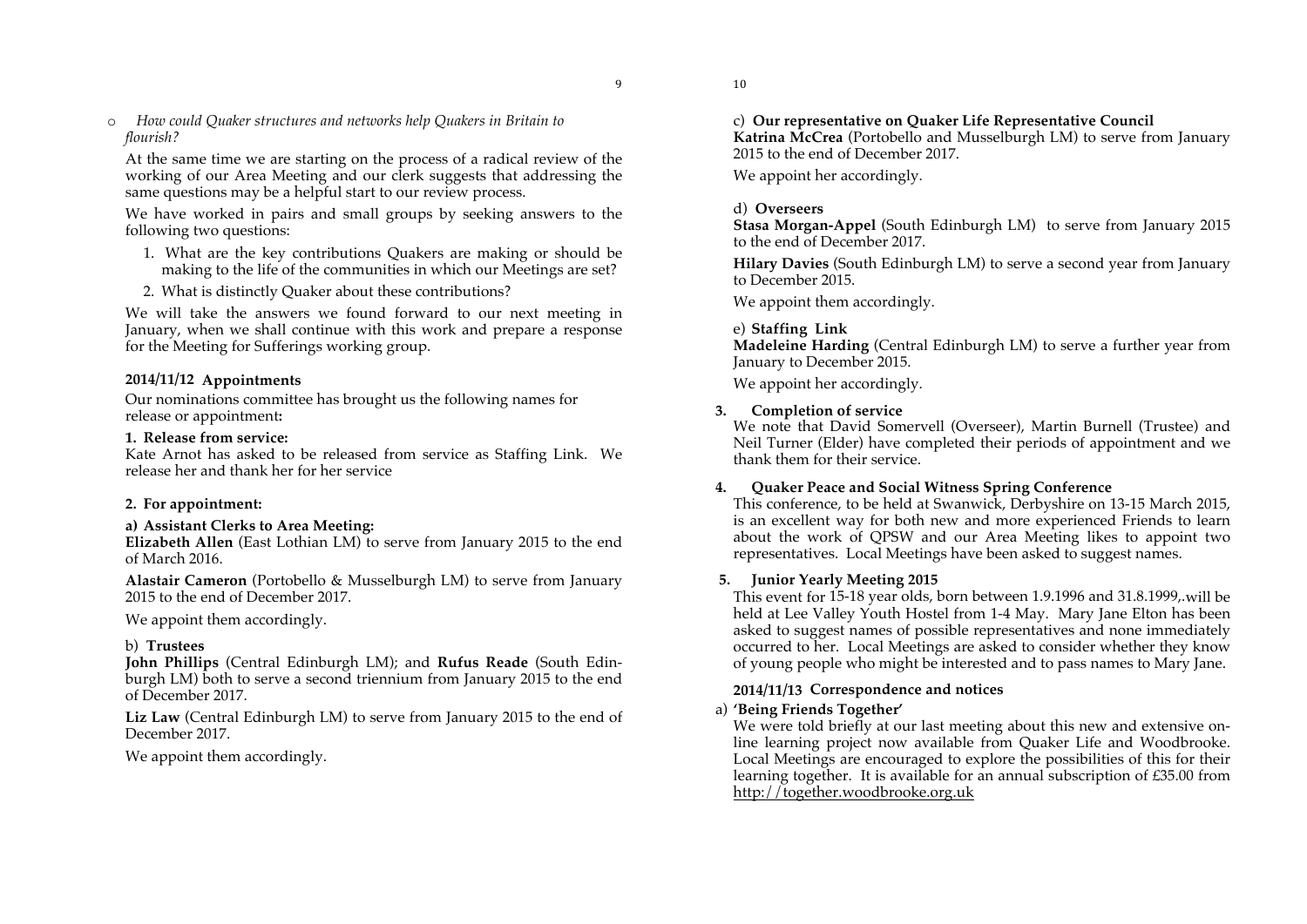- *How could Quaker structures and networks help Quakers in Britain to flourish?*

At the same time we are starting on the process of a radical review of the working of our Area Meeting and our clerk suggests that addressing the same questions may be a helpful start to our review process.

We have worked in pairs and small groups by seeking answers to the following two questions:

1. What are the key contributions Quakers are making or should be making to the life of the communities in which our Meetings are set?
2. What is distinctly Quaker about these contributions?

We will take the answers we found forward to our next meeting in January, when we shall continue with this work and prepare a response for the Meeting for Sufferings working group.

### 2014/11/12 Appointments

Our nominations committee has brought us the following names for release or appointment**:**

**1. Release from service:**
Kate Arnot has asked to be released from service as Staffing Link. We release her and thank her for her service

**2. For appointment:**

**a) Assistant Clerks to Area Meeting:**
**Elizabeth Allen** (East Lothian LM) to serve from January 2015 to the end of March 2016.

**Alastair Cameron** (Portobello & Musselburgh LM) to serve from January 2015 to the end of December 2017.

We appoint them accordingly.

b) **Trustees**
**John Phillips** (Central Edinburgh LM); and **Rufus Reade** (South Edinburgh LM) both to serve a second triennium from January 2015 to the end of December 2017.

**Liz Law** (Central Edinburgh LM) to serve from January 2015 to the end of December 2017.

We appoint them accordingly.

c) **Our representative on Quaker Life Representative Council**
**Katrina McCrea** (Portobello and Musselburgh LM) to serve from January 2015 to the end of December 2017.

We appoint her accordingly.

d) **Overseers**
**Stasa Morgan-Appel** (South Edinburgh LM) to serve from January 2015 to the end of December 2017.

**Hilary Davies** (South Edinburgh LM) to serve a second year from January to December 2015.

We appoint them accordingly.

e) **Staffing Link**
**Madeleine Harding** (Central Edinburgh LM) to serve a further year from January to December 2015.

We appoint her accordingly.

**3. Completion of service**
We note that David Somervell (Overseer), Martin Burnell (Trustee) and Neil Turner (Elder) have completed their periods of appointment and we thank them for their service.

**4. Quaker Peace and Social Witness Spring Conference**
This conference, to be held at Swanwick, Derbyshire on 13-15 March 2015, is an excellent way for both new and more experienced Friends to learn about the work of QPSW and our Area Meeting likes to appoint two representatives. Local Meetings have been asked to suggest names.

**5. Junior Yearly Meeting 2015**
This event for 15-18 year olds, born between 1.9.1996 and 31.8.1999,.will be held at Lee Valley Youth Hostel from 1-4 May. Mary Jane Elton has been asked to suggest names of possible representatives and none immediately occurred to her. Local Meetings are asked to consider whether they know of young people who might be interested and to pass names to Mary Jane.

### 2014/11/13 Correspondence and notices

a) **'Being Friends Together'**
We were told briefly at our last meeting about this new and extensive on-line learning project now available from Quaker Life and Woodbrooke. Local Meetings are encouraged to explore the possibilities of this for their learning together. It is available for an annual subscription of £35.00 from http://together.woodbrooke.org.uk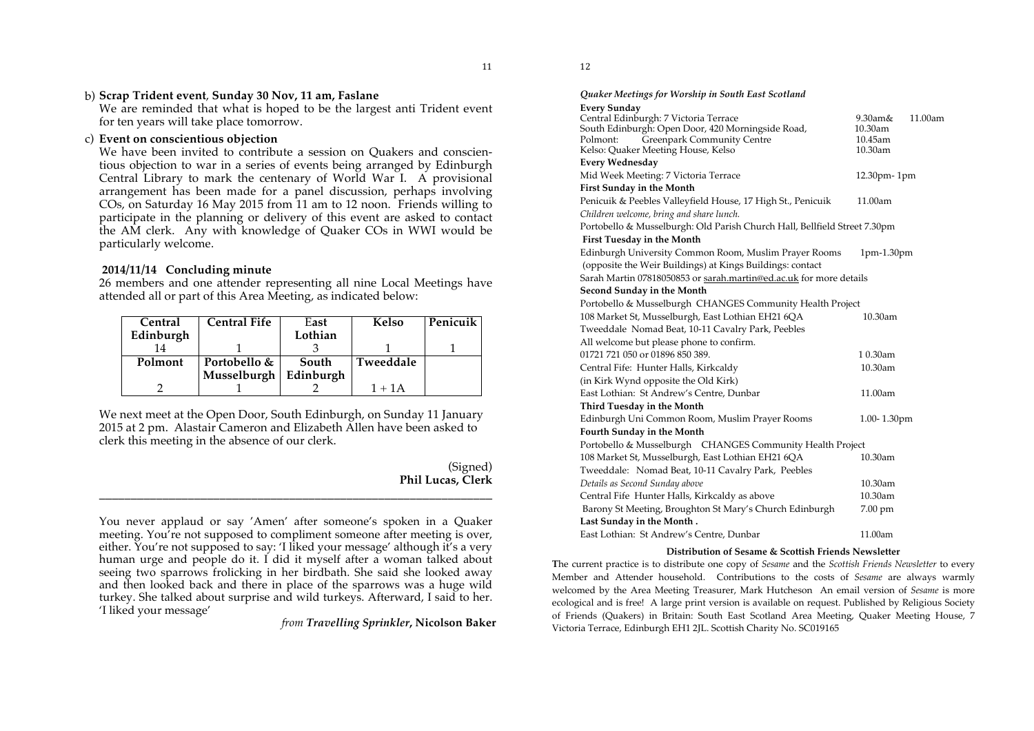b) **Scrap Trident event**, **Sunday 30 Nov, 11 am, Faslane**

We are reminded that what is hoped to be the largest anti Trident event for ten years will take place tomorrow.

c) **Event on conscientious objection**

We have been invited to contribute a session on Quakers and conscientious objection to war in a series of events being arranged by Edinburgh Central Library to mark the centenary of World War I. A provisional arrangement has been made for a panel discussion, perhaps involving COs, on Saturday 16 May 2015 from 11 am to 12 noon. Friends willing to participate in the planning or delivery of this event are asked to contact the AM clerk. Any with knowledge of Quaker COs in WWI would be particularly welcome.

**2014/11/14 Concluding minute**

26 members and one attender representing all nine Local Meetings have attended all or part of this Area Meeting, as indicated below:

| | | | | |
|---|---|---|---|---|
| **Central Edinburgh** | **Central Fife** | **East Lothian** | **Kelso** | **Penicuik** |
| 14 | 1 | 3 | 1 | 1 |
| **Polmont** | **Portobello & Musselburgh** | **South Edinburgh** | **Tweeddale** | |
| 2 | 1 | 2 | 1 + 1A | |

We next meet at the Open Door, South Edinburgh, on Sunday 11 January 2015 at 2 pm. Alastair Cameron and Elizabeth Allen have been asked to clerk this meeting in the absence of our clerk.

(Signed)
**Phil Lucas, Clerk**

---

You never applaud or say 'Amen' after someone's spoken in a Quaker meeting. You're not supposed to compliment someone after meeting is over, either. You're not supposed to say: 'I liked your message' although it's a very human urge and people do it. I did it myself after a woman talked about seeing two sparrows frolicking in her birdbath. She said she looked away and then looked back and there in place of the sparrows was a huge wild turkey. She talked about surprise and wild turkeys. Afterward, I said to her. 'I liked your message'

*from* ***Travelling Sprinkler*****, Nicolson Baker**

***Quaker Meetings for Worship in South East Scotland***

**Every Sunday**

Central Edinburgh: 7 Victoria Terrace — 9.30am& 11.00am
South Edinburgh: Open Door, 420 Morningside Road, — 10.30am
Polmont: Greenpark Community Centre — 10.45am
Kelso: Quaker Meeting House, Kelso — 10.30am

**Every Wednesday**

Mid Week Meeting: 7 Victoria Terrace — 12.30pm- 1pm

**First Sunday in the Month**

Penicuik & Peebles Valleyfield House, 17 High St., Penicuik — 11.00am
*Children welcome, bring and share lunch.*
Portobello & Musselburgh: Old Parish Church Hall, Bellfield Street 7.30pm

**First Tuesday in the Month**

Edinburgh University Common Room, Muslim Prayer Rooms — 1pm-1.30pm
(opposite the Weir Buildings) at Kings Buildings: contact Sarah Martin 07818050853 or sarah.martin@ed.ac.uk for more details

**Second Sunday in the Month**

Portobello & Musselburgh CHANGES Community Health Project
108 Market St, Musselburgh, East Lothian EH21 6QA — 10.30am
Tweeddale Nomad Beat, 10-11 Cavalry Park, Peebles
All welcome but please phone to confirm.
01721 721 050 or 01896 850 389. — 1 0.30am
Central Fife: Hunter Halls, Kirkcaldy — 10.30am
(in Kirk Wynd opposite the Old Kirk)
East Lothian: St Andrew's Centre, Dunbar — 11.00am

**Third Tuesday in the Month**

Edinburgh Uni Common Room, Muslim Prayer Rooms — 1.00- 1.30pm

**Fourth Sunday in the Month**

Portobello & Musselburgh CHANGES Community Health Project
108 Market St, Musselburgh, East Lothian EH21 6QA — 10.30am
Tweeddale: Nomad Beat, 10-11 Cavalry Park, Peebles
*Details as Second Sunday above* — 10.30am
Central Fife Hunter Halls, Kirkcaldy as above — 10.30am
Barony St Meeting, Broughton St Mary's Church Edinburgh — 7.00 pm

**Last Sunday in the Month .**

East Lothian: St Andrew's Centre, Dunbar — 11.00am

**Distribution of Sesame & Scottish Friends Newsletter**

**T**he current practice is to distribute one copy of *Sesame* and the *Scottish Friends Newsletter* to every Member and Attender household. Contributions to the costs of *Sesame* are always warmly welcomed by the Area Meeting Treasurer, Mark Hutcheson An email version of *Sesame* is more ecological and is free! A large print version is available on request. Published by Religious Society of Friends (Quakers) in Britain: South East Scotland Area Meeting, Quaker Meeting House, 7 Victoria Terrace, Edinburgh EH1 2JL. Scottish Charity No. SC019165